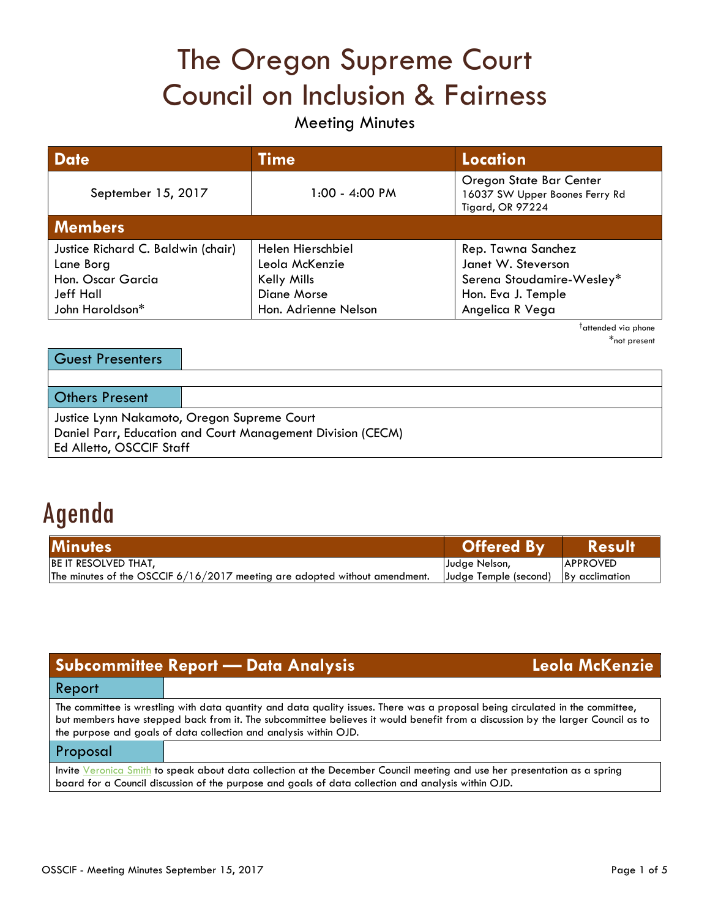# The Oregon Supreme Court Council on Inclusion & Fairness

Meeting Minutes

| Date | Time | Location |
| --- | --- | --- |
| September 15, 2017 | 1:00 - 4:00 PM | Oregon State Bar Center<br>16037 SW Upper Boones Ferry Rd<br>Tigard, OR 97224 |

| Members | | |
| --- | --- | --- |
| Justice Richard C. Baldwin (chair) | Helen Hierschbiel | Rep. Tawna Sanchez |
| Lane Borg | Leola McKenzie | Janet W. Steverson |
| Hon. Oscar Garcia | Kelly Mills | Serena Stoudamire-Wesley* |
| Jeff Hall | Diane Morse | Hon. Eva J. Temple |
| John Haroldson* | Hon. Adrienne Nelson | Angelica R Vega |

†attended via phone
*not present

**Guest Presenters**

**Others Present**

Justice Lynn Nakamoto, Oregon Supreme Court
Daniel Parr, Education and Court Management Division (CECM)
Ed Alletto, OSCCIF Staff

# Agenda

| Minutes | Offered By | Result |
| --- | --- | --- |
| BE IT RESOLVED THAT,<br>The minutes of the OSCCIF 6/16/2017 meeting are adopted without amendment. | Judge Nelson,<br>Judge Temple (second) | APPROVED<br>By acclimation |

## Subcommittee Report — Data Analysis — Leola McKenzie

**Report**

The committee is wrestling with data quantity and data quality issues. There was a proposal being circulated in the committee, but members have stepped back from it. The subcommittee believes it would benefit from a discussion by the larger Council as to the purpose and goals of data collection and analysis within OJD.

**Proposal**

Invite Veronica Smith to speak about data collection at the December Council meeting and use her presentation as a spring board for a Council discussion of the purpose and goals of data collection and analysis within OJD.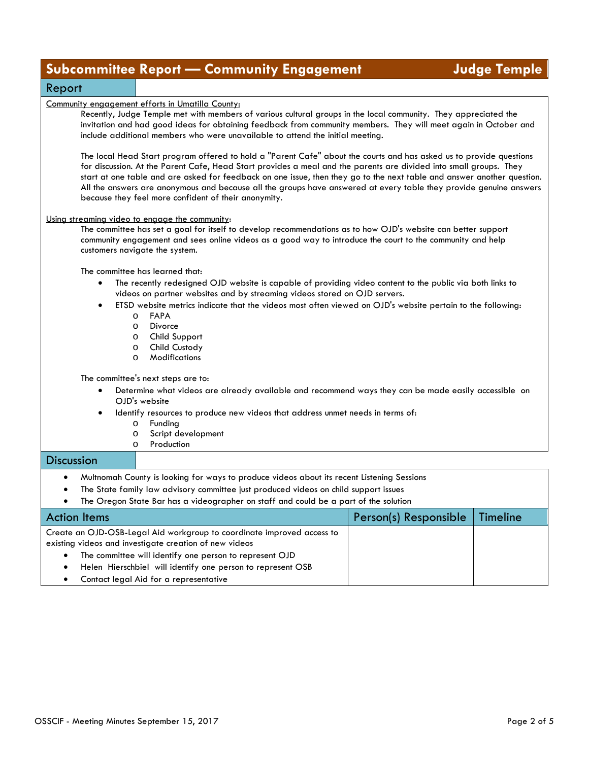## Subcommittee Report — Community Engagement — Judge Temple

### Report

Community engagement efforts in Umatilla County:

Recently, Judge Temple met with members of various cultural groups in the local community. They appreciated the invitation and had good ideas for obtaining feedback from community members. They will meet again in October and include additional members who were unavailable to attend the initial meeting.

The local Head Start program offered to hold a "Parent Cafe" about the courts and has asked us to provide questions for discussion. At the Parent Cafe, Head Start provides a meal and the parents are divided into small groups. They start at one table and are asked for feedback on one issue, then they go to the next table and answer another question. All the answers are anonymous and because all the groups have answered at every table they provide genuine answers because they feel more confident of their anonymity.

Using streaming video to engage the community:

The committee has set a goal for itself to develop recommendations as to how OJD's website can better support community engagement and sees online videos as a good way to introduce the court to the community and help customers navigate the system.

The committee has learned that:

- The recently redesigned OJD website is capable of providing video content to the public via both links to videos on partner websites and by streaming videos stored on OJD servers.
- ETSD website metrics indicate that the videos most often viewed on OJD's website pertain to the following:
  - FAPA
  - Divorce
  - Child Support
  - Child Custody
  - Modifications

The committee's next steps are to:

- Determine what videos are already available and recommend ways they can be made easily accessible on OJD's website
- Identify resources to produce new videos that address unmet needs in terms of:
  - Funding
  - Script development
  - Production

### Discussion

- Multnomah County is looking for ways to produce videos about its recent Listening Sessions
- The State family law advisory committee just produced videos on child support issues
- The Oregon State Bar has a videographer on staff and could be a part of the solution

| Action Items | Person(s) Responsible | Timeline |
|---|---|---|
| Create an OJD-OSB-Legal Aid workgroup to coordinate improved access to existing videos and investigate creation of new videos<br>• The committee will identify one person to represent OJD<br>• Helen Hierschbiel will identify one person to represent OSB<br>• Contact legal Aid for a representative | | |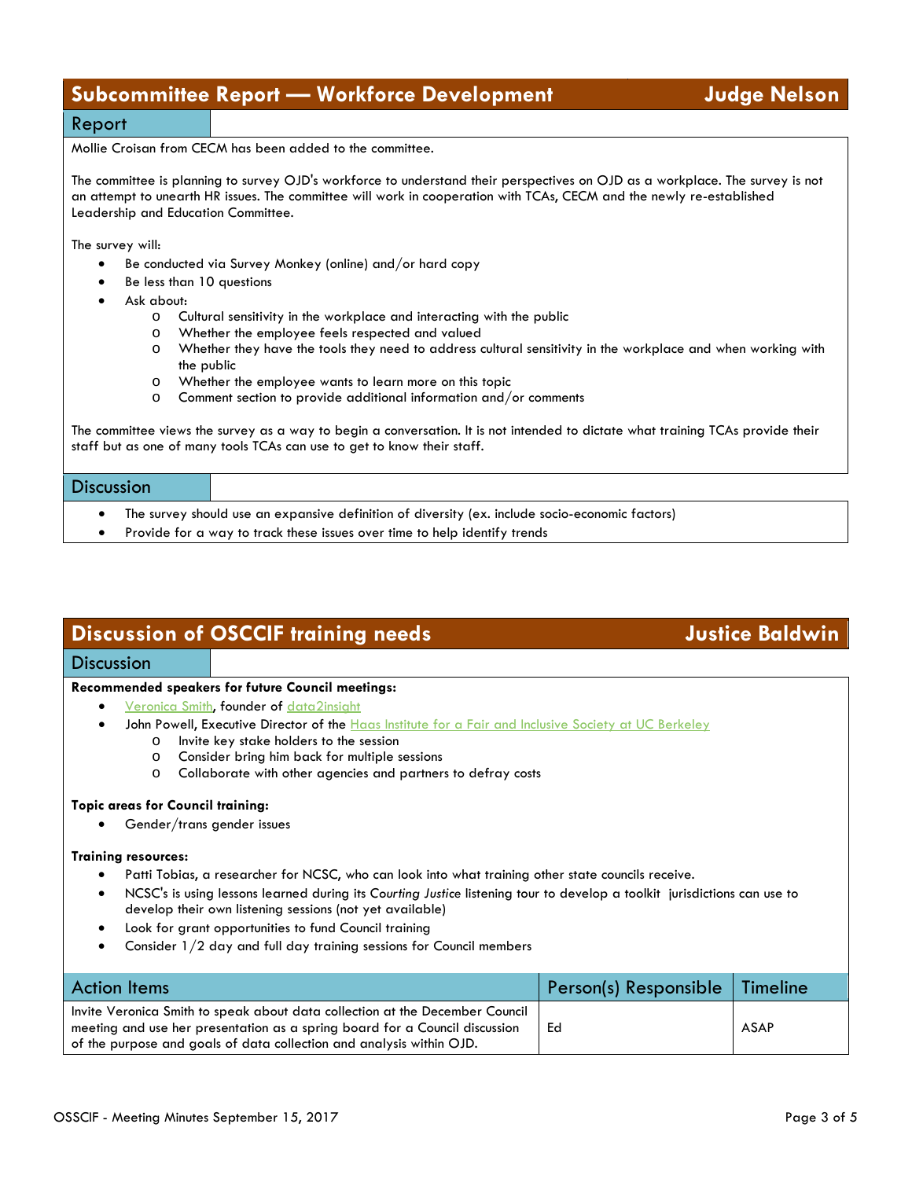## Subcommittee Report — Workforce Development — Judge Nelson

### Report

Mollie Croisan from CECM has been added to the committee.

The committee is planning to survey OJD's workforce to understand their perspectives on OJD as a workplace. The survey is not an attempt to unearth HR issues. The committee will work in cooperation with TCAs, CECM and the newly re-established Leadership and Education Committee.

The survey will:

- Be conducted via Survey Monkey (online) and/or hard copy
- Be less than 10 questions
- Ask about:
  - Cultural sensitivity in the workplace and interacting with the public
  - Whether the employee feels respected and valued
  - Whether they have the tools they need to address cultural sensitivity in the workplace and when working with the public
  - Whether the employee wants to learn more on this topic
  - Comment section to provide additional information and/or comments

The committee views the survey as a way to begin a conversation. It is not intended to dictate what training TCAs provide their staff but as one of many tools TCAs can use to get to know their staff.

### Discussion

- The survey should use an expansive definition of diversity (ex. include socio-economic factors)
- Provide for a way to track these issues over time to help identify trends

## Discussion of OSCCIF training needs — Justice Baldwin

### Discussion

**Recommended speakers for future Council meetings:**

- Veronica Smith, founder of data2insight
- John Powell, Executive Director of the Haas Institute for a Fair and Inclusive Society at UC Berkeley
  - Invite key stake holders to the session
  - Consider bring him back for multiple sessions
  - Collaborate with other agencies and partners to defray costs

**Topic areas for Council training:**

- Gender/trans gender issues

**Training resources:**

- Patti Tobias, a researcher for NCSC, who can look into what training other state councils receive.
- NCSC's is using lessons learned during its *Courting Justice* listening tour to develop a toolkit jurisdictions can use to develop their own listening sessions (not yet available)
- Look for grant opportunities to fund Council training
- Consider 1/2 day and full day training sessions for Council members

| Action Items | Person(s) Responsible | Timeline |
|---|---|---|
| Invite Veronica Smith to speak about data collection at the December Council meeting and use her presentation as a spring board for a Council discussion of the purpose and goals of data collection and analysis within OJD. | Ed | ASAP |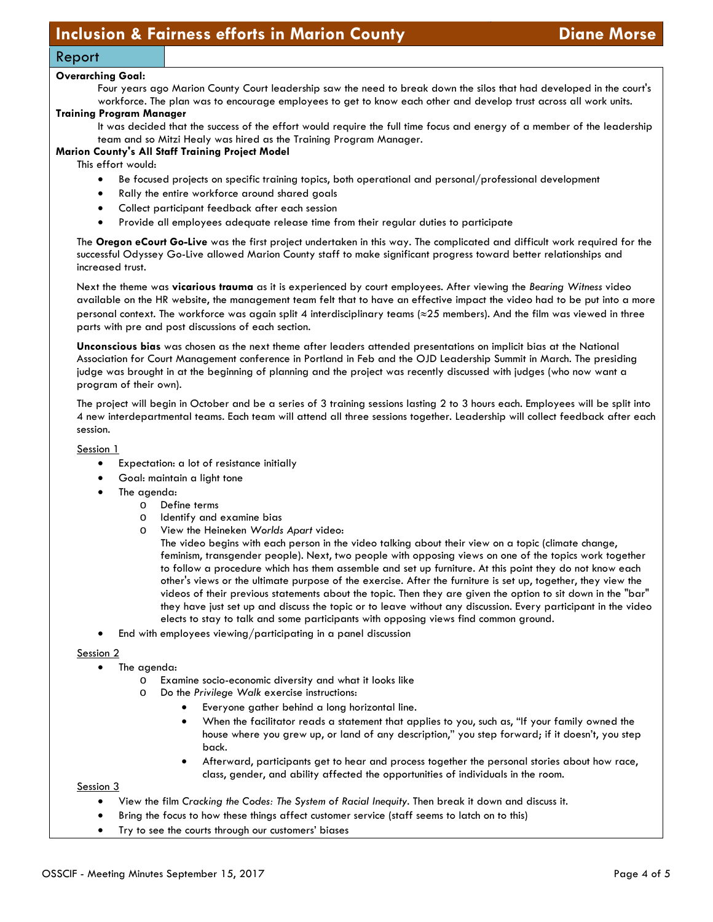## Inclusion & Fairness efforts in Marion County — Diane Morse

### Report

**Overarching Goal:**

Four years ago Marion County Court leadership saw the need to break down the silos that had developed in the court's workforce. The plan was to encourage employees to get to know each other and develop trust across all work units.

**Training Program Manager**

It was decided that the success of the effort would require the full time focus and energy of a member of the leadership team and so Mitzi Healy was hired as the Training Program Manager.

**Marion County's All Staff Training Project Model**

This effort would:

- Be focused projects on specific training topics, both operational and personal/professional development
- Rally the entire workforce around shared goals
- Collect participant feedback after each session
- Provide all employees adequate release time from their regular duties to participate

The **Oregon eCourt Go-Live** was the first project undertaken in this way. The complicated and difficult work required for the successful Odyssey Go-Live allowed Marion County staff to make significant progress toward better relationships and increased trust.

Next the theme was **vicarious trauma** as it is experienced by court employees. After viewing the *Bearing Witness* video available on the HR website, the management team felt that to have an effective impact the video had to be put into a more personal context. The workforce was again split 4 interdisciplinary teams (≈25 members). And the film was viewed in three parts with pre and post discussions of each section.

**Unconscious bias** was chosen as the next theme after leaders attended presentations on implicit bias at the National Association for Court Management conference in Portland in Feb and the OJD Leadership Summit in March. The presiding judge was brought in at the beginning of planning and the project was recently discussed with judges (who now want a program of their own).

The project will begin in October and be a series of 3 training sessions lasting 2 to 3 hours each. Employees will be split into 4 new interdepartmental teams. Each team will attend all three sessions together. Leadership will collect feedback after each session.

Session 1

- Expectation: a lot of resistance initially
- Goal: maintain a light tone
- The agenda:
  - Define terms
  - Identify and examine bias
  - View the Heineken *Worlds Apart* video:
    The video begins with each person in the video talking about their view on a topic (climate change, feminism, transgender people). Next, two people with opposing views on one of the topics work together to follow a procedure which has them assemble and set up furniture. At this point they do not know each other's views or the ultimate purpose of the exercise. After the furniture is set up, together, they view the videos of their previous statements about the topic. Then they are given the option to sit down in the "bar" they have just set up and discuss the topic or to leave without any discussion. Every participant in the video elects to stay to talk and some participants with opposing views find common ground.
- End with employees viewing/participating in a panel discussion

Session 2

- The agenda:
  - Examine socio-economic diversity and what it looks like
  - Do the *Privilege Walk* exercise instructions:
    - Everyone gather behind a long horizontal line.
    - When the facilitator reads a statement that applies to you, such as, "If your family owned the house where you grew up, or land of any description," you step forward; if it doesn't, you step back.
    - Afterward, participants get to hear and process together the personal stories about how race, class, gender, and ability affected the opportunities of individuals in the room.

Session 3

- View the film *Cracking the Codes: The System of Racial Inequity*. Then break it down and discuss it.
- Bring the focus to how these things affect customer service (staff seems to latch on to this)
- Try to see the courts through our customers' biases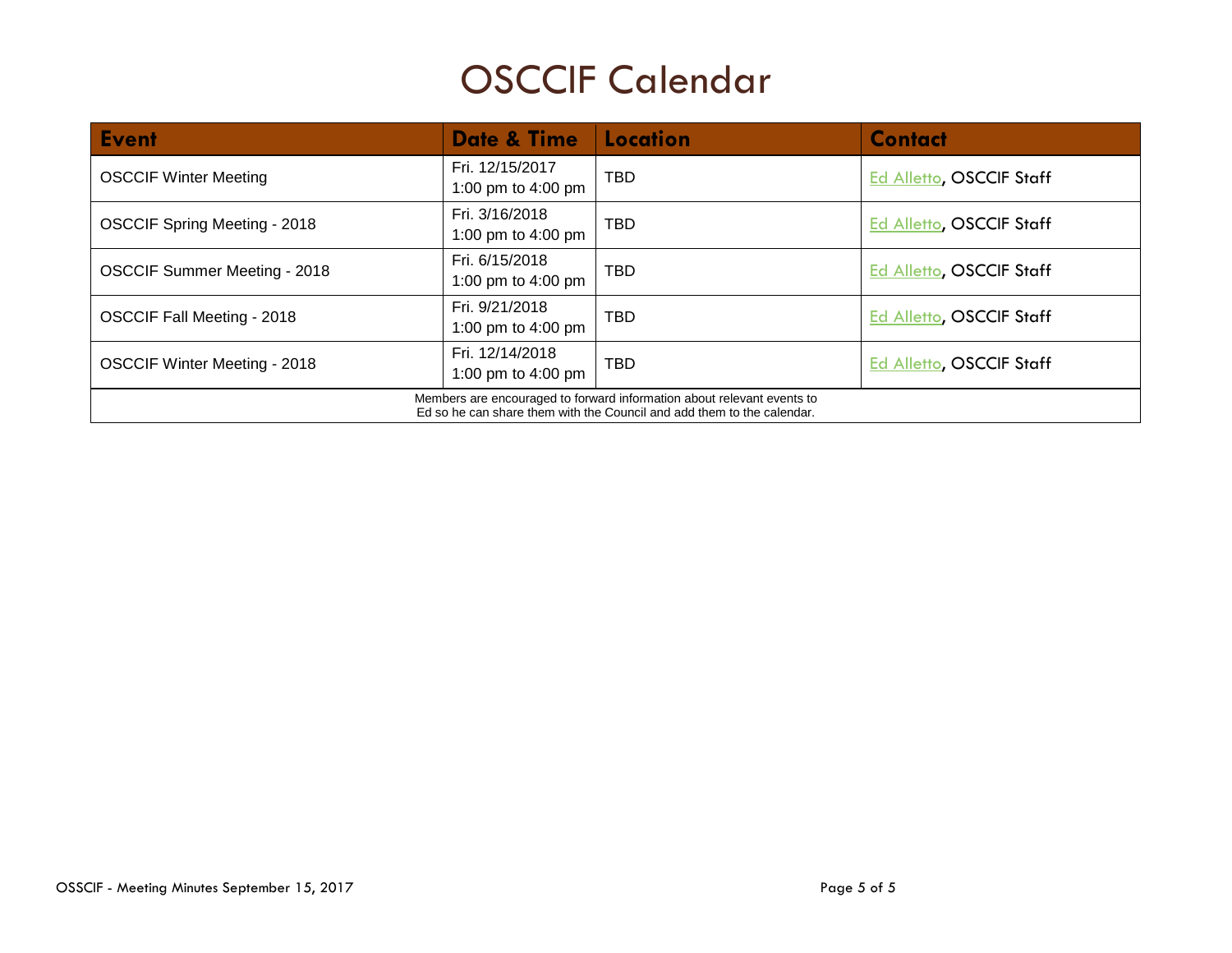# OSCCIF Calendar

| Event | Date & Time | Location | Contact |
|---|---|---|---|
| OSCCIF Winter Meeting | Fri. 12/15/2017 1:00 pm to 4:00 pm | TBD | Ed Alletto, OSCCIF Staff |
| OSCCIF Spring Meeting - 2018 | Fri. 3/16/2018 1:00 pm to 4:00 pm | TBD | Ed Alletto, OSCCIF Staff |
| OSCCIF Summer Meeting - 2018 | Fri. 6/15/2018 1:00 pm to 4:00 pm | TBD | Ed Alletto, OSCCIF Staff |
| OSCCIF Fall Meeting - 2018 | Fri. 9/21/2018 1:00 pm to 4:00 pm | TBD | Ed Alletto, OSCCIF Staff |
| OSCCIF Winter Meeting - 2018 | Fri. 12/14/2018 1:00 pm to 4:00 pm | TBD | Ed Alletto, OSCCIF Staff |

Members are encouraged to forward information about relevant events to Ed so he can share them with the Council and add them to the calendar.